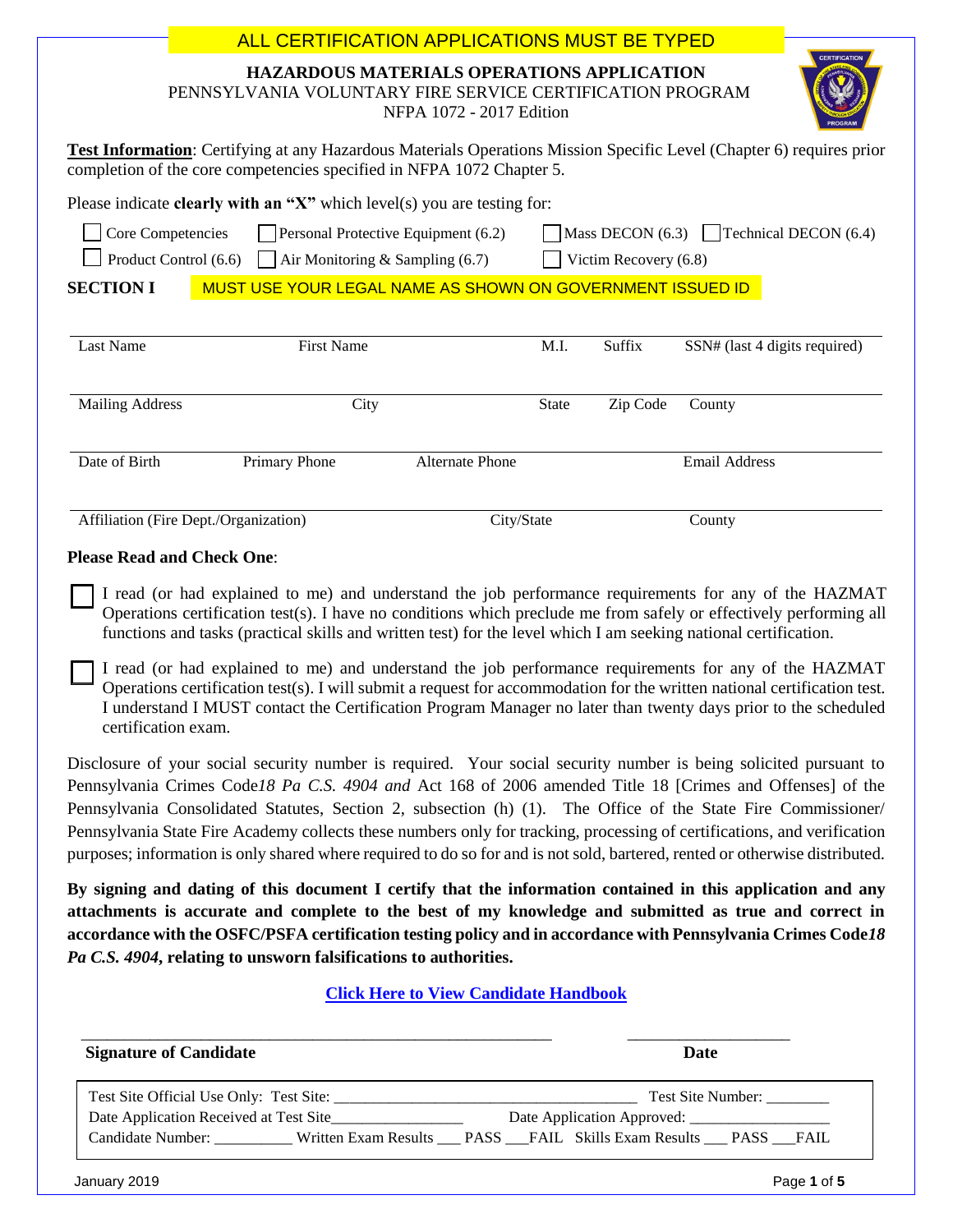ALL CERTIFICATION APPLICATIONS MUST BE TYPED

# HAZARDOUS MATERIALS OPERATIONS APPLICATION

PENNSYLVANIA VOLUNTARY FIRE SERVICE CERTIFICATION PROGRAM
NFPA 1072 - 2017 Edition

**Test Information**: Certifying at any Hazardous Materials Operations Mission Specific Level (Chapter 6) requires prior completion of the core competencies specified in NFPA 1072 Chapter 5.

Please indicate **clearly with an "X"** which level(s) you are testing for:

☐ Core Competencies ☐ Personal Protective Equipment (6.2) ☐ Mass DECON (6.3) ☐ Technical DECON (6.4)

☐ Product Control (6.6) ☐ Air Monitoring & Sampling (6.7) ☐ Victim Recovery (6.8)

**SECTION I** MUST USE YOUR LEGAL NAME AS SHOWN ON GOVERNMENT ISSUED ID

| Last Name | First Name | M.I. | Suffix | SSN# (last 4 digits required) |
|---|---|---|---|---|

| Mailing Address | City | State | Zip Code | County |
|---|---|---|---|---|

| Date of Birth | Primary Phone | Alternate Phone | Email Address |
|---|---|---|---|

| Affiliation (Fire Dept./Organization) | City/State | County |
|---|---|---|

**Please Read and Check One**:

☐ I read (or had explained to me) and understand the job performance requirements for any of the HAZMAT Operations certification test(s). I have no conditions which preclude me from safely or effectively performing all functions and tasks (practical skills and written test) for the level which I am seeking national certification.

☐ I read (or had explained to me) and understand the job performance requirements for any of the HAZMAT Operations certification test(s). I will submit a request for accommodation for the written national certification test. I understand I MUST contact the Certification Program Manager no later than twenty days prior to the scheduled certification exam.

Disclosure of your social security number is required. Your social security number is being solicited pursuant to Pennsylvania Crimes Code *18 Pa C.S. 4904 and* Act 168 of 2006 amended Title 18 [Crimes and Offenses] of the Pennsylvania Consolidated Statutes, Section 2, subsection (h) (1). The Office of the State Fire Commissioner/ Pennsylvania State Fire Academy collects these numbers only for tracking, processing of certifications, and verification purposes; information is only shared where required to do so for and is not sold, bartered, rented or otherwise distributed.

**By signing and dating of this document I certify that the information contained in this application and any attachments is accurate and complete to the best of my knowledge and submitted as true and correct in accordance with the OSFC/PSFA certification testing policy and in accordance with Pennsylvania Crimes Code *18 Pa C.S. 4904*, relating to unsworn falsifications to authorities.**

**Click Here to View Candidate Handbook**

_______________________________________________ ____________________

**Signature of Candidate** **Date**

Test Site Official Use Only: Test Site: ______________________________________ Test Site Number: ________

Date Application Received at Test Site_________________ Date Application Approved: __________________

Candidate Number: __________ Written Exam Results ___ PASS ___FAIL Skills Exam Results ___ PASS ___FAIL

January 2019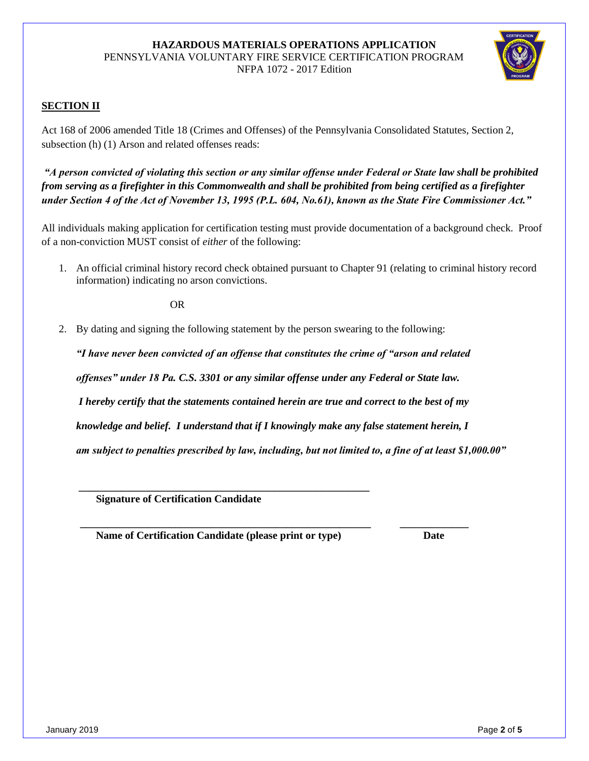**HAZARDOUS MATERIALS OPERATIONS APPLICATION**
PENNSYLVANIA VOLUNTARY FIRE SERVICE CERTIFICATION PROGRAM
NFPA 1072 - 2017 Edition

## SECTION II

Act 168 of 2006 amended Title 18 (Crimes and Offenses) of the Pennsylvania Consolidated Statutes, Section 2, subsection (h) (1) Arson and related offenses reads:

***"A person convicted of violating this section or any similar offense under Federal or State law shall be prohibited from serving as a firefighter in this Commonwealth and shall be prohibited from being certified as a firefighter under Section 4 of the Act of November 13, 1995 (P.L. 604, No.61), known as the State Fire Commissioner Act."***

All individuals making application for certification testing must provide documentation of a background check. Proof of a non-conviction MUST consist of *either* of the following:

1. An official criminal history record check obtained pursuant to Chapter 91 (relating to criminal history record information) indicating no arson convictions.

   OR

2. By dating and signing the following statement by the person swearing to the following:

   ***"I have never been convicted of an offense that constitutes the crime of "arson and related offenses" under 18 Pa. C.S. 3301 or any similar offense under any Federal or State law. I hereby certify that the statements contained herein are true and correct to the best of my knowledge and belief. I understand that if I knowingly make any false statement herein, I am subject to penalties prescribed by law, including, but not limited to, a fine of at least $1,000.00"***

\_\_\_\_\_\_\_\_\_\_\_\_\_\_\_\_\_\_\_\_\_\_\_\_\_\_\_\_\_\_\_\_\_\_\_\_\_\_\_\_\_\_\_\_\_\_\_\_
**Signature of Certification Candidate**

\_\_\_\_\_\_\_\_\_\_\_\_\_\_\_\_\_\_\_\_\_\_\_\_\_\_\_\_\_\_\_\_\_\_\_\_\_\_\_\_\_\_\_\_\_\_\_\_ \_\_\_\_\_\_\_\_\_\_\_\_
**Name of Certification Candidate (please print or type)** **Date**

January 2019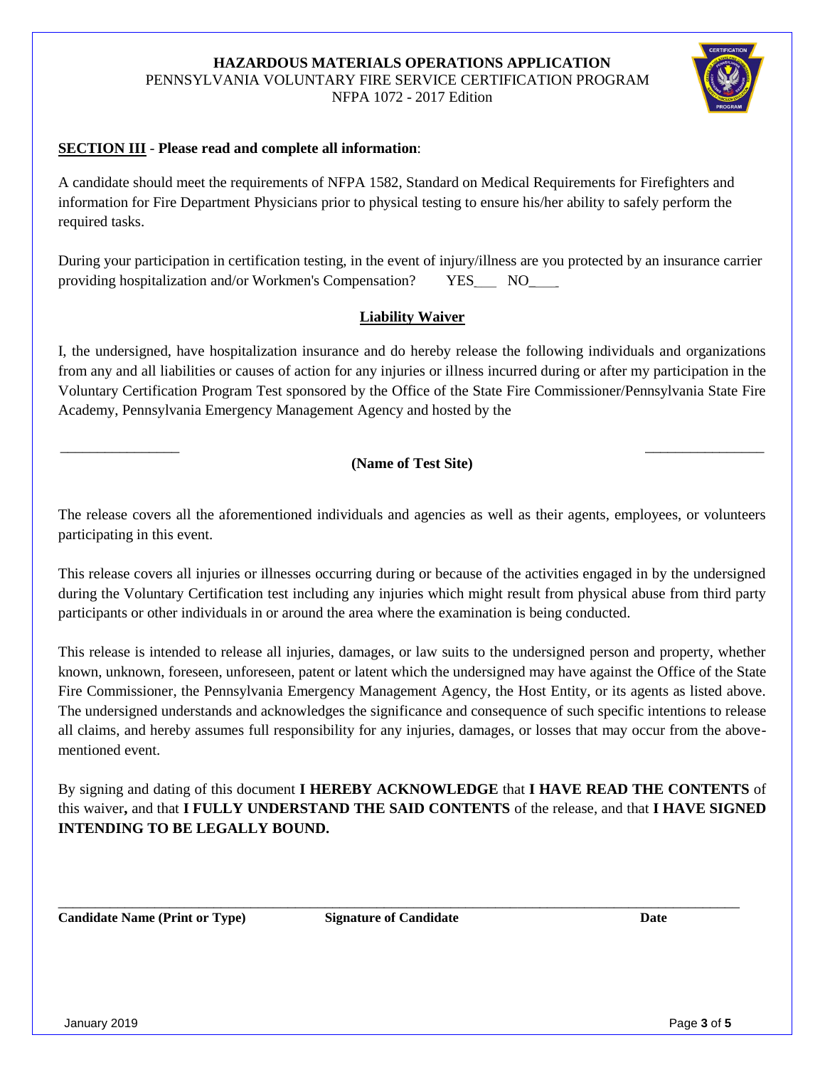**HAZARDOUS MATERIALS OPERATIONS APPLICATION**
PENNSYLVANIA VOLUNTARY FIRE SERVICE CERTIFICATION PROGRAM
NFPA 1072 - 2017 Edition

**SECTION III** - **Please read and complete all information**:

A candidate should meet the requirements of NFPA 1582, Standard on Medical Requirements for Firefighters and information for Fire Department Physicians prior to physical testing to ensure his/her ability to safely perform the required tasks.

During your participation in certification testing, in the event of injury/illness are you protected by an insurance carrier providing hospitalization and/or Workmen's Compensation? YES___ NO____

## Liability Waiver

I, the undersigned, have hospitalization insurance and do hereby release the following individuals and organizations from any and all liabilities or causes of action for any injuries or illness incurred during or after my participation in the Voluntary Certification Program Test sponsored by the Office of the State Fire Commissioner/Pennsylvania State Fire Academy, Pennsylvania Emergency Management Agency and hosted by the

_________________ _________________

**(Name of Test Site)**

The release covers all the aforementioned individuals and agencies as well as their agents, employees, or volunteers participating in this event.

This release covers all injuries or illnesses occurring during or because of the activities engaged in by the undersigned during the Voluntary Certification test including any injuries which might result from physical abuse from third party participants or other individuals in or around the area where the examination is being conducted.

This release is intended to release all injuries, damages, or law suits to the undersigned person and property, whether known, unknown, foreseen, unforeseen, patent or latent which the undersigned may have against the Office of the State Fire Commissioner, the Pennsylvania Emergency Management Agency, the Host Entity, or its agents as listed above. The undersigned understands and acknowledges the significance and consequence of such specific intentions to release all claims, and hereby assumes full responsibility for any injuries, damages, or losses that may occur from the above-mentioned event.

By signing and dating of this document **I HEREBY ACKNOWLEDGE** that **I HAVE READ THE CONTENTS** of this waiver**,** and that **I FULLY UNDERSTAND THE SAID CONTENTS** of the release, and that **I HAVE SIGNED INTENDING TO BE LEGALLY BOUND.**

_____________________________________________________________________________________

**Candidate Name (Print or Type)** **Signature of Candidate** **Date**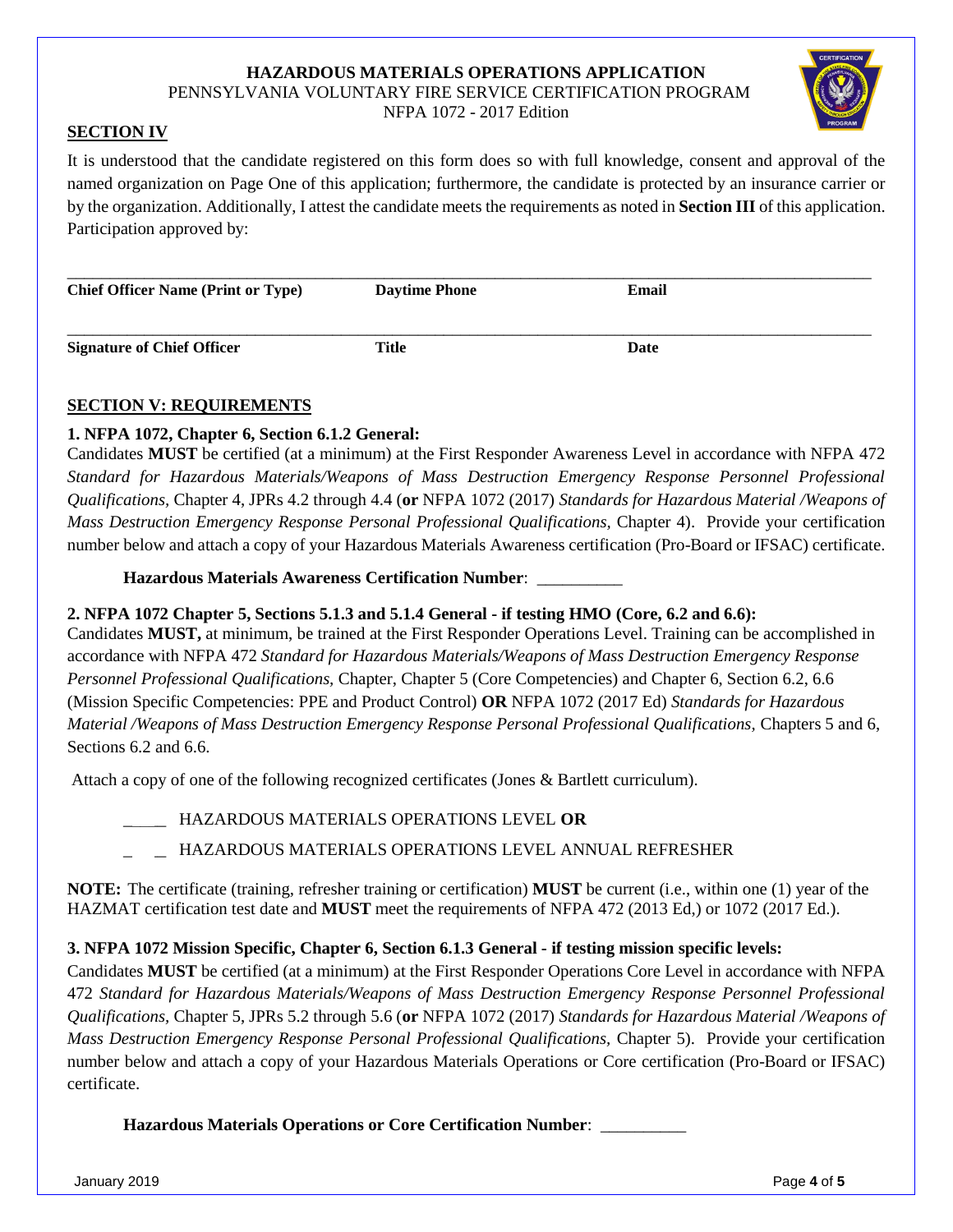**HAZARDOUS MATERIALS OPERATIONS APPLICATION**
PENNSYLVANIA VOLUNTARY FIRE SERVICE CERTIFICATION PROGRAM
NFPA 1072 - 2017 Edition

## SECTION IV

It is understood that the candidate registered on this form does so with full knowledge, consent and approval of the named organization on Page One of this application; furthermore, the candidate is protected by an insurance carrier or by the organization. Additionally, I attest the candidate meets the requirements as noted in **Section III** of this application. Participation approved by:

______________________________________________________________________________

**Chief Officer Name (Print or Type)** **Daytime Phone** **Email**

______________________________________________________________________________

**Signature of Chief Officer** **Title** **Date**

## SECTION V: REQUIREMENTS

**1. NFPA 1072, Chapter 6, Section 6.1.2 General:**

Candidates **MUST** be certified (at a minimum) at the First Responder Awareness Level in accordance with NFPA 472 *Standard for Hazardous Materials/Weapons of Mass Destruction Emergency Response Personnel Professional Qualifications,* Chapter 4, JPRs 4.2 through 4.4 (**or** NFPA 1072 (2017) *Standards for Hazardous Material /Weapons of Mass Destruction Emergency Response Personal Professional Qualifications,* Chapter 4). Provide your certification number below and attach a copy of your Hazardous Materials Awareness certification (Pro-Board or IFSAC) certificate.

**Hazardous Materials Awareness Certification Number**: __________

**2. NFPA 1072 Chapter 5, Sections 5.1.3 and 5.1.4 General - if testing HMO (Core, 6.2 and 6.6):**

Candidates **MUST,** at minimum, be trained at the First Responder Operations Level. Training can be accomplished in accordance with NFPA 472 *Standard for Hazardous Materials/Weapons of Mass Destruction Emergency Response Personnel Professional Qualifications,* Chapter, Chapter 5 (Core Competencies) and Chapter 6, Section 6.2, 6.6 (Mission Specific Competencies: PPE and Product Control) **OR** NFPA 1072 (2017 Ed) *Standards for Hazardous Material /Weapons of Mass Destruction Emergency Response Personal Professional Qualifications,* Chapters 5 and 6, Sections 6.2 and 6.6.

Attach a copy of one of the following recognized certificates (Jones & Bartlett curriculum).

_____ HAZARDOUS MATERIALS OPERATIONS LEVEL **OR**

_____ HAZARDOUS MATERIALS OPERATIONS LEVEL ANNUAL REFRESHER

**NOTE:** The certificate (training, refresher training or certification) **MUST** be current (i.e., within one (1) year of the HAZMAT certification test date and **MUST** meet the requirements of NFPA 472 (2013 Ed,) or 1072 (2017 Ed.).

**3. NFPA 1072 Mission Specific, Chapter 6, Section 6.1.3 General - if testing mission specific levels:**

Candidates **MUST** be certified (at a minimum) at the First Responder Operations Core Level in accordance with NFPA 472 *Standard for Hazardous Materials/Weapons of Mass Destruction Emergency Response Personnel Professional Qualifications,* Chapter 5, JPRs 5.2 through 5.6 (**or** NFPA 1072 (2017) *Standards for Hazardous Material /Weapons of Mass Destruction Emergency Response Personal Professional Qualifications,* Chapter 5). Provide your certification number below and attach a copy of your Hazardous Materials Operations or Core certification (Pro-Board or IFSAC) certificate.

**Hazardous Materials Operations or Core Certification Number**: __________

January 2019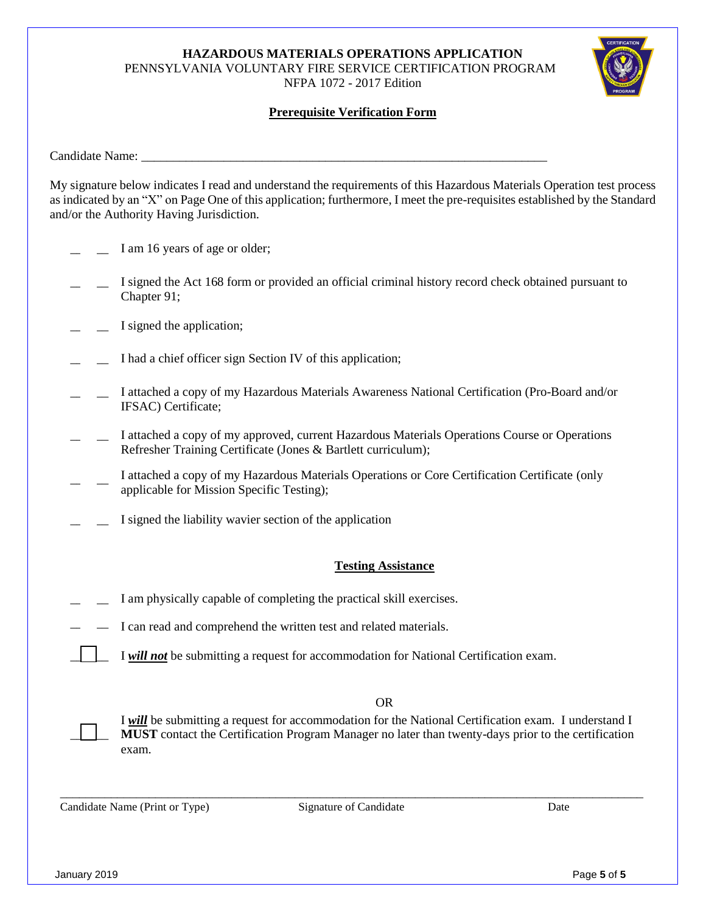**HAZARDOUS MATERIALS OPERATIONS APPLICATION**
PENNSYLVANIA VOLUNTARY FIRE SERVICE CERTIFICATION PROGRAM
NFPA 1072 - 2017 Edition

## Prerequisite Verification Form

Candidate Name: ___________________________________________________________________

My signature below indicates I read and understand the requirements of this Hazardous Materials Operation test process as indicated by an "X" on Page One of this application; furthermore, I meet the pre-requisites established by the Standard and/or the Authority Having Jurisdiction.

_ __ I am 16 years of age or older;

_ __ I signed the Act 168 form or provided an official criminal history record check obtained pursuant to Chapter 91;

_ __ I signed the application;

_ __ I had a chief officer sign Section IV of this application;

_ __ I attached a copy of my Hazardous Materials Awareness National Certification (Pro-Board and/or IFSAC) Certificate;

_ __ I attached a copy of my approved, current Hazardous Materials Operations Course or Operations Refresher Training Certificate (Jones & Bartlett curriculum);

_ __ I attached a copy of my Hazardous Materials Operations or Core Certification Certificate (only applicable for Mission Specific Testing);

_ __ I signed the liability wavier section of the application

## Testing Assistance

_ __ I am physically capable of completing the practical skill exercises.

— — I can read and comprehend the written test and related materials.

☐ I ***will not*** be submitting a request for accommodation for National Certification exam.

OR

☐ I ***will*** be submitting a request for accommodation for the National Certification exam. I understand I **MUST** contact the Certification Program Manager no later than twenty-days prior to the certification exam.

_____________________________________________________________________________________

Candidate Name (Print or Type) | Signature of Candidate | Date

January 2019